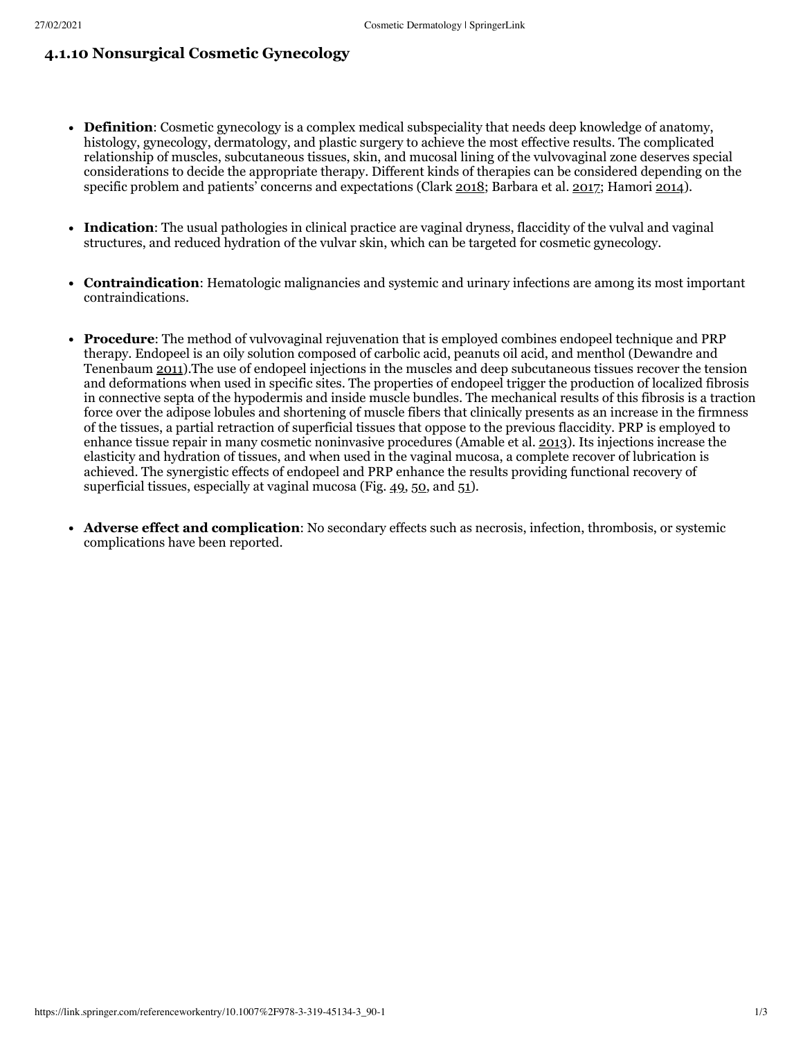### 4.1.10 Nonsurgical Cosmetic Gynecology

- **Definition**: Cosmetic gynecology is a complex medical subspeciality that needs deep knowledge of anatomy, histology, gynecology, dermatology, and plastic surgery to achieve the most effective results. The complicated relationship of muscles, subcutaneous tissues, skin, and mucosal lining of the vulvovaginal zone deserves special considerations to decide the appropriate therapy. Different kinds of therapies can be considered depending on the specific problem and patients' concerns and expectations (Clark 2018; Barbara et al. 2017; Hamori 2014).

- **Indication**: The usual pathologies in clinical practice are vaginal dryness, flaccidity of the vulval and vaginal structures, and reduced hydration of the vulvar skin, which can be targeted for cosmetic gynecology.

- **Contraindication**: Hematologic malignancies and systemic and urinary infections are among its most important contraindications.

- **Procedure**: The method of vulvovaginal rejuvenation that is employed combines endopeel technique and PRP therapy. Endopeel is an oily solution composed of carbolic acid, peanuts oil acid, and menthol (Dewandre and Tenenbaum 2011).The use of endopeel injections in the muscles and deep subcutaneous tissues recover the tension and deformations when used in specific sites. The properties of endopeel trigger the production of localized fibrosis in connective septa of the hypodermis and inside muscle bundles. The mechanical results of this fibrosis is a traction force over the adipose lobules and shortening of muscle fibers that clinically presents as an increase in the firmness of the tissues, a partial retraction of superficial tissues that oppose to the previous flaccidity. PRP is employed to enhance tissue repair in many cosmetic noninvasive procedures (Amable et al. 2013). Its injections increase the elasticity and hydration of tissues, and when used in the vaginal mucosa, a complete recover of lubrication is achieved. The synergistic effects of endopeel and PRP enhance the results providing functional recovery of superficial tissues, especially at vaginal mucosa (Fig. 49, 50, and 51).

- **Adverse effect and complication**: No secondary effects such as necrosis, infection, thrombosis, or systemic complications have been reported.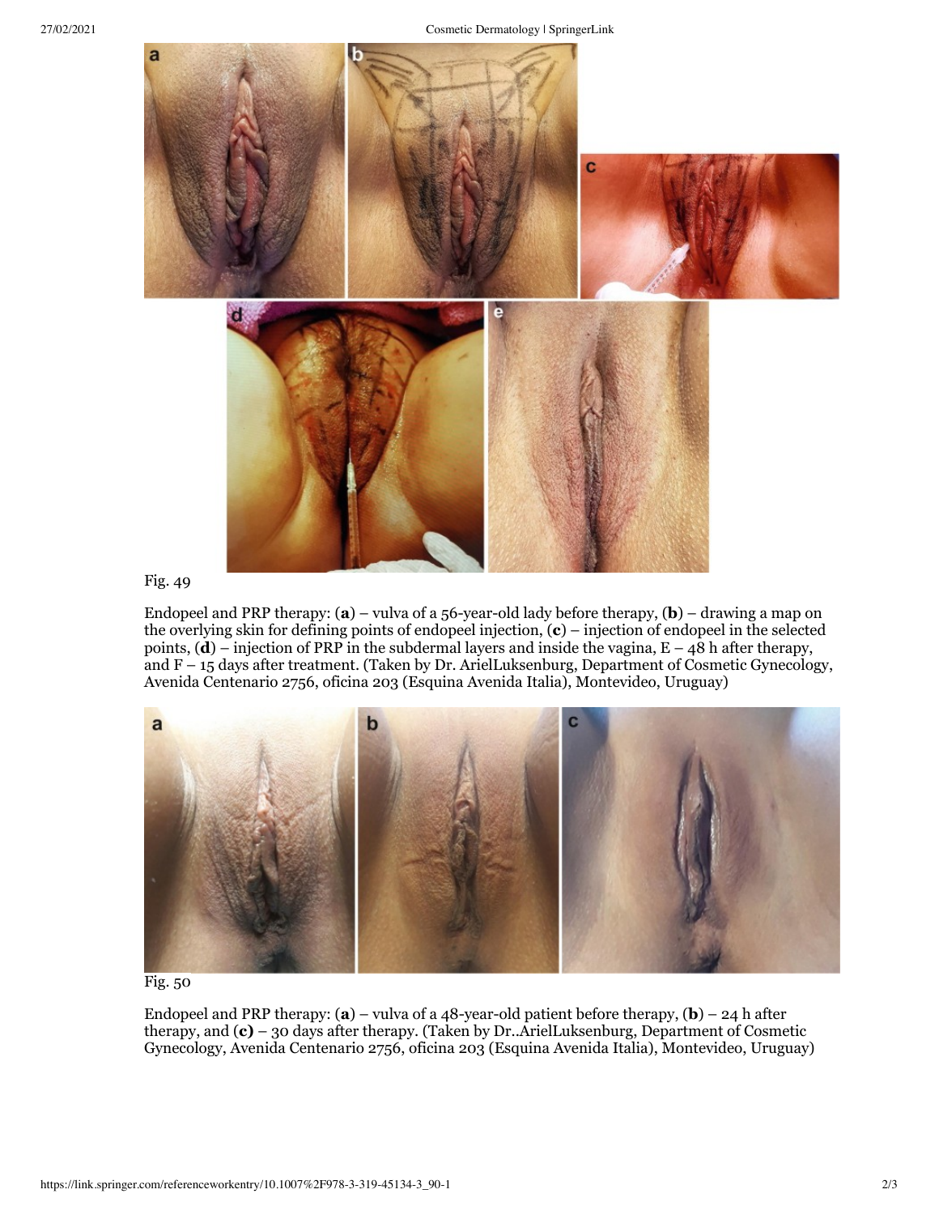Fig. 49

Endopeel and PRP therapy: (**a**) – vulva of a 56-year-old lady before therapy, (**b**) – drawing a map on the overlying skin for defining points of endopeel injection, (**c**) – injection of endopeel in the selected points, (**d**) – injection of PRP in the subdermal layers and inside the vagina, E – 48 h after therapy, and F – 15 days after treatment. (Taken by Dr. ArielLuksenburg, Department of Cosmetic Gynecology, Avenida Centenario 2756, oficina 203 (Esquina Avenida Italia), Montevideo, Uruguay)

Fig. 50

Endopeel and PRP therapy: (**a**) – vulva of a 48-year-old patient before therapy, (**b**) – 24 h after therapy, and (**c**) – 30 days after therapy. (Taken by Dr..ArielLuksenburg, Department of Cosmetic Gynecology, Avenida Centenario 2756, oficina 203 (Esquina Avenida Italia), Montevideo, Uruguay)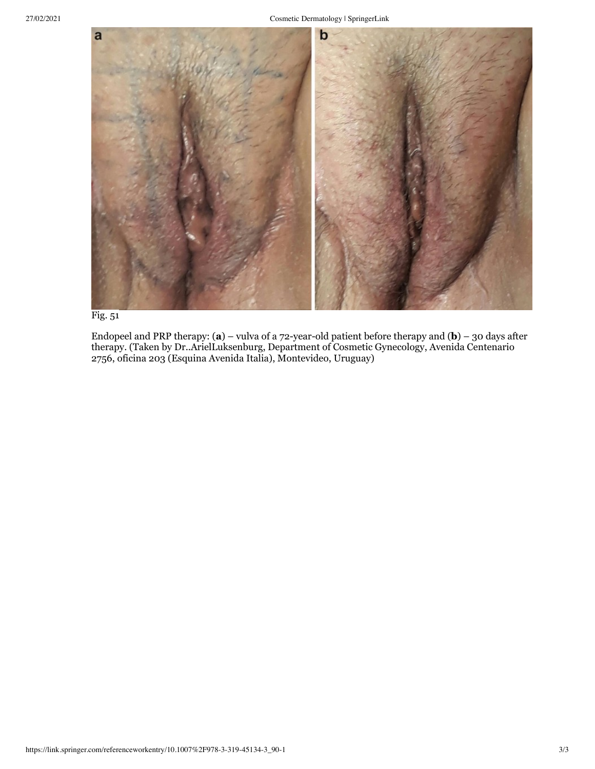Fig. 51

Endopeel and PRP therapy: (**a**) – vulva of a 72-year-old patient before therapy and (**b**) – 30 days after therapy. (Taken by Dr..ArielLuksenburg, Department of Cosmetic Gynecology, Avenida Centenario 2756, oficina 203 (Esquina Avenida Italia), Montevideo, Uruguay)